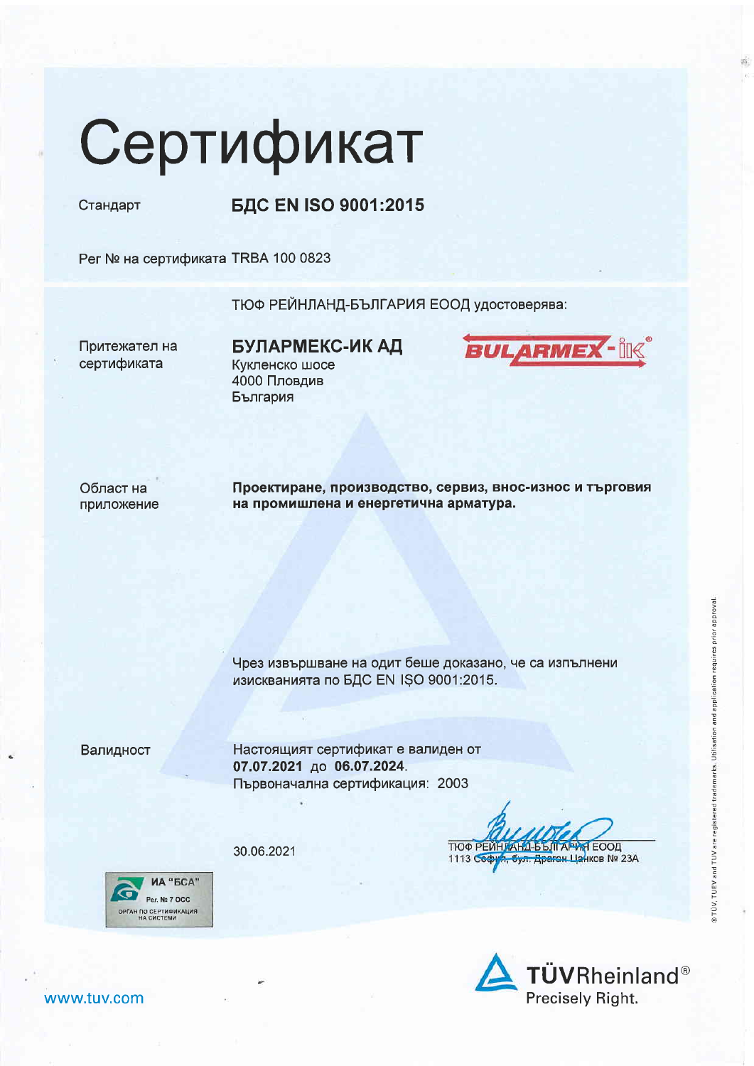# Сертификат

Стандарт **БДС EN ISO 9001:2015**

Рег № на сертификата TRBA 100 0823

ТЮФ РЕЙНЛАНД-БЪЛГАРИЯ ЕООД удостоверява:

Притежател на сертификата

**БУЛАРМЕКС-ИК АД**
Кукленско шосе
4000 Пловдив
България

Област на приложение

**Проектиране, производство, сервиз, внос-износ и търговия на промишлена и енергетична арматура.**

Чрез извършване на одит беше доказано, че са изпълнени изискванията по БДС EN ISO 9001:2015.

Валидност

Настоящият сертификат е валиден от **07.07.2021** до **06.07.2024**.
Първоначална сертификация: 2003

30.06.2021

ТЮФ РЕЙНЛАНД-БЪЛГАРИЯ ЕООД
1113 София, бул. Драган Цанков № 23А

ИА "БСА"
Рег. № 7 ОСС
ОРГАН ПО СЕРТИФИКАЦИЯ НА СИСТЕМИ

® TÜV, TUEV and TUV are registered trademarks. Utilisation and application requires prior approval.

www.tuv.com

TÜVRheinland®
Precisely Right.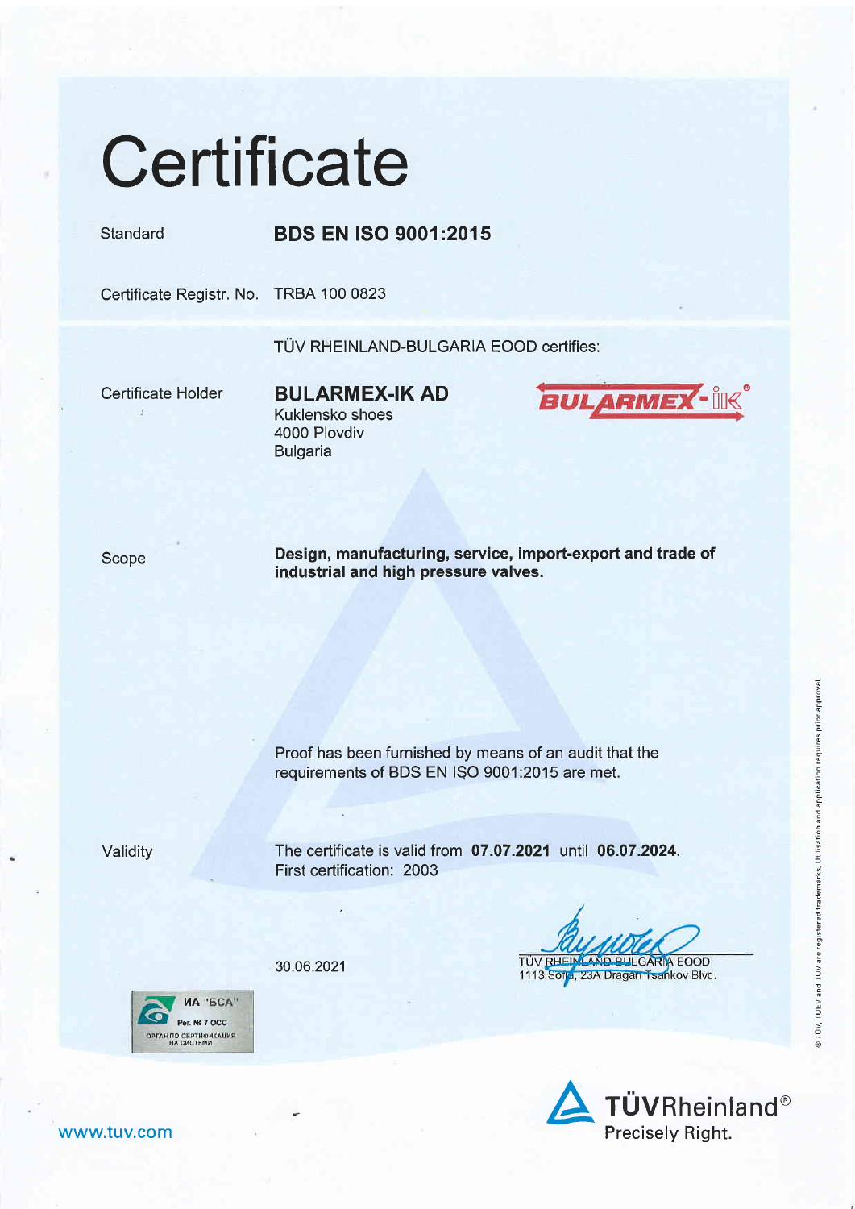# Certificate

Standard **BDS EN ISO 9001:2015**

Certificate Registr. No. TRBA 100 0823

TÜV RHEINLAND-BULGARIA EOOD certifies:

Certificate Holder

**BULARMEX-IK AD**
Kuklensko shoes
4000 Plovdiv
Bulgaria

BULARMEX-IK®

Scope

**Design, manufacturing, service, import-export and trade of industrial and high pressure valves.**

Proof has been furnished by means of an audit that the requirements of BDS EN ISO 9001:2015 are met.

Validity

The certificate is valid from **07.07.2021** until **06.07.2024**.
First certification: 2003

30.06.2021

TÜV RHEINLAND-BULGARIA EOOD
1113 Sofia, 23A Dragan Tsankov Blvd.

ИА "БСА"
Рег. № 7 ОСС
ОРГАН ПО СЕРТИФИКАЦИЯ НА СИСТЕМИ

www.tuv.com

TÜVRheinland®
Precisely Right.

® TÜV, TUEV and TUV are registered trademarks. Utilisation and application requires prior approval.